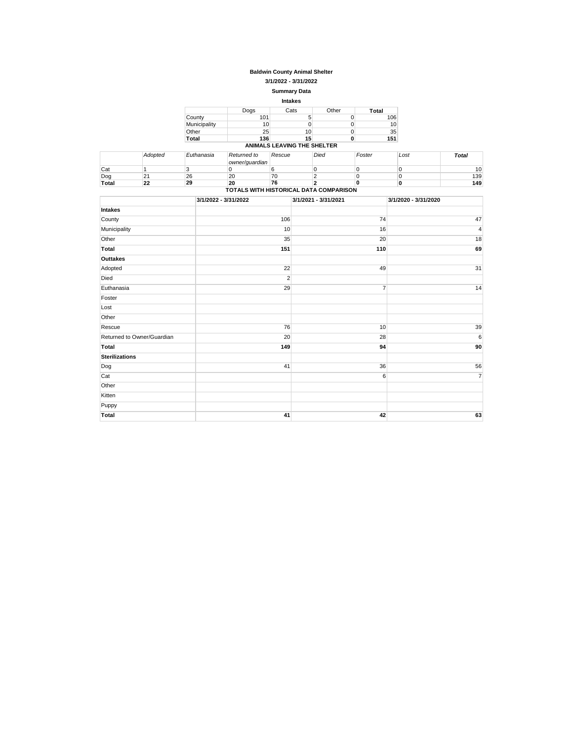**Baldwin County Animal Shelter**

**3/1/2022 - 3/31/2022**

**Summary Data**

**Intakes**

| | Dogs | Cats | Other | **Total** |
|---|---|---|---|---|
| County | 101 | 5 | 0 | 106 |
| Municipality | 10 | 0 | 0 | 10 |
| Other | 25 | 10 | 0 | 35 |
| **Total** | **136** | **15** | **0** | **151** |

**ANIMALS LEAVING THE SHELTER**

| | *Adopted* | *Euthanasia* | *Returned to owner/guardian* | *Rescue* | *Died* | *Foster* | *Lost* | ***Total*** |
|---|---|---|---|---|---|---|---|---|
| Cat | 1 | 3 | 0 | 6 | 0 | 0 | 0 | 10 |
| Dog | 21 | 26 | 20 | 70 | 2 | 0 | 0 | 139 |
| **Total** | **22** | **29** | **20** | **76** | **2** | **0** | **0** | **149** |

**TOTALS WITH HISTORICAL DATA COMPARISON**

| | **3/1/2022 - 3/31/2022** | **3/1/2021 - 3/31/2021** | **3/1/2020 - 3/31/2020** |
|---|---|---|---|
| **Intakes** | | | |
| County | 106 | 74 | 47 |
| Municipality | 10 | 16 | 4 |
| Other | 35 | 20 | 18 |
| **Total** | **151** | **110** | **69** |
| **Outtakes** | | | |
| Adopted | 22 | 49 | 31 |
| Died | 2 | | |
| Euthanasia | 29 | 7 | 14 |
| Foster | | | |
| Lost | | | |
| Other | | | |
| Rescue | 76 | 10 | 39 |
| Returned to Owner/Guardian | 20 | 28 | 6 |
| **Total** | **149** | **94** | **90** |
| **Sterilizations** | | | |
| Dog | 41 | 36 | 56 |
| Cat | | 6 | 7 |
| Other | | | |
| Kitten | | | |
| Puppy | | | |
| **Total** | **41** | **42** | **63** |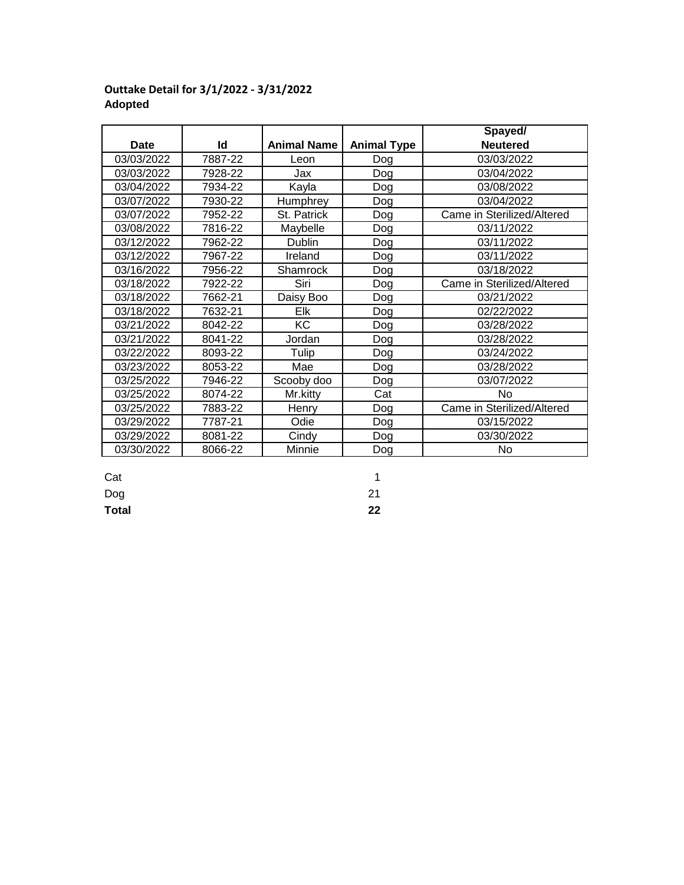**Outtake Detail for 3/1/2022 - 3/31/2022**
**Adopted**

| Date | Id | Animal Name | Animal Type | Spayed/ Neutered |
|---|---|---|---|---|
| 03/03/2022 | 7887-22 | Leon | Dog | 03/03/2022 |
| 03/03/2022 | 7928-22 | Jax | Dog | 03/04/2022 |
| 03/04/2022 | 7934-22 | Kayla | Dog | 03/08/2022 |
| 03/07/2022 | 7930-22 | Humphrey | Dog | 03/04/2022 |
| 03/07/2022 | 7952-22 | St. Patrick | Dog | Came in Sterilized/Altered |
| 03/08/2022 | 7816-22 | Maybelle | Dog | 03/11/2022 |
| 03/12/2022 | 7962-22 | Dublin | Dog | 03/11/2022 |
| 03/12/2022 | 7967-22 | Ireland | Dog | 03/11/2022 |
| 03/16/2022 | 7956-22 | Shamrock | Dog | 03/18/2022 |
| 03/18/2022 | 7922-22 | Siri | Dog | Came in Sterilized/Altered |
| 03/18/2022 | 7662-21 | Daisy Boo | Dog | 03/21/2022 |
| 03/18/2022 | 7632-21 | Elk | Dog | 02/22/2022 |
| 03/21/2022 | 8042-22 | KC | Dog | 03/28/2022 |
| 03/21/2022 | 8041-22 | Jordan | Dog | 03/28/2022 |
| 03/22/2022 | 8093-22 | Tulip | Dog | 03/24/2022 |
| 03/23/2022 | 8053-22 | Mae | Dog | 03/28/2022 |
| 03/25/2022 | 7946-22 | Scooby doo | Dog | 03/07/2022 |
| 03/25/2022 | 8074-22 | Mr.kitty | Cat | No |
| 03/25/2022 | 7883-22 | Henry | Dog | Came in Sterilized/Altered |
| 03/29/2022 | 7787-21 | Odie | Dog | 03/15/2022 |
| 03/29/2022 | 8081-22 | Cindy | Dog | 03/30/2022 |
| 03/30/2022 | 8066-22 | Minnie | Dog | No |

| | |
|---|---|
| Cat | 1 |
| Dog | 21 |
| **Total** | **22** |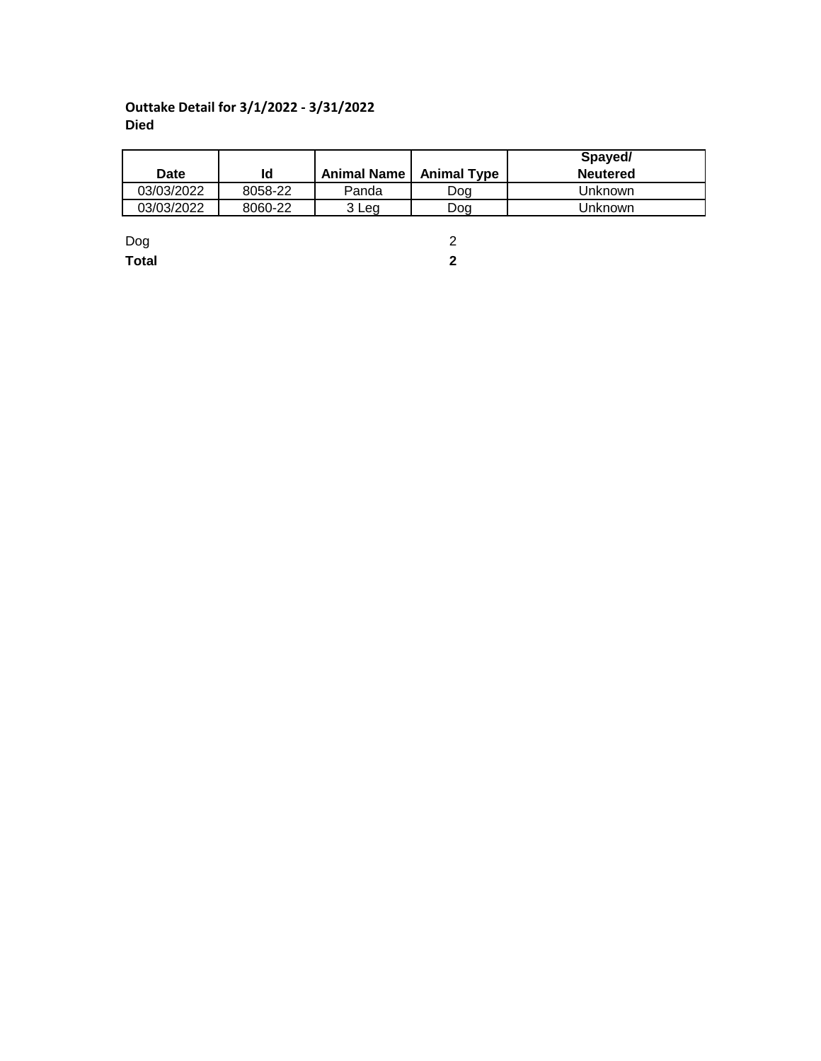**Outtake Detail for 3/1/2022 - 3/31/2022**
**Died**

| Date | Id | Animal Name | Animal Type | Spayed/ Neutered |
|---|---|---|---|---|
| 03/03/2022 | 8058-22 | Panda | Dog | Unknown |
| 03/03/2022 | 8060-22 | 3 Leg | Dog | Unknown |

| | |
|---|---|
| Dog | 2 |
| **Total** | **2** |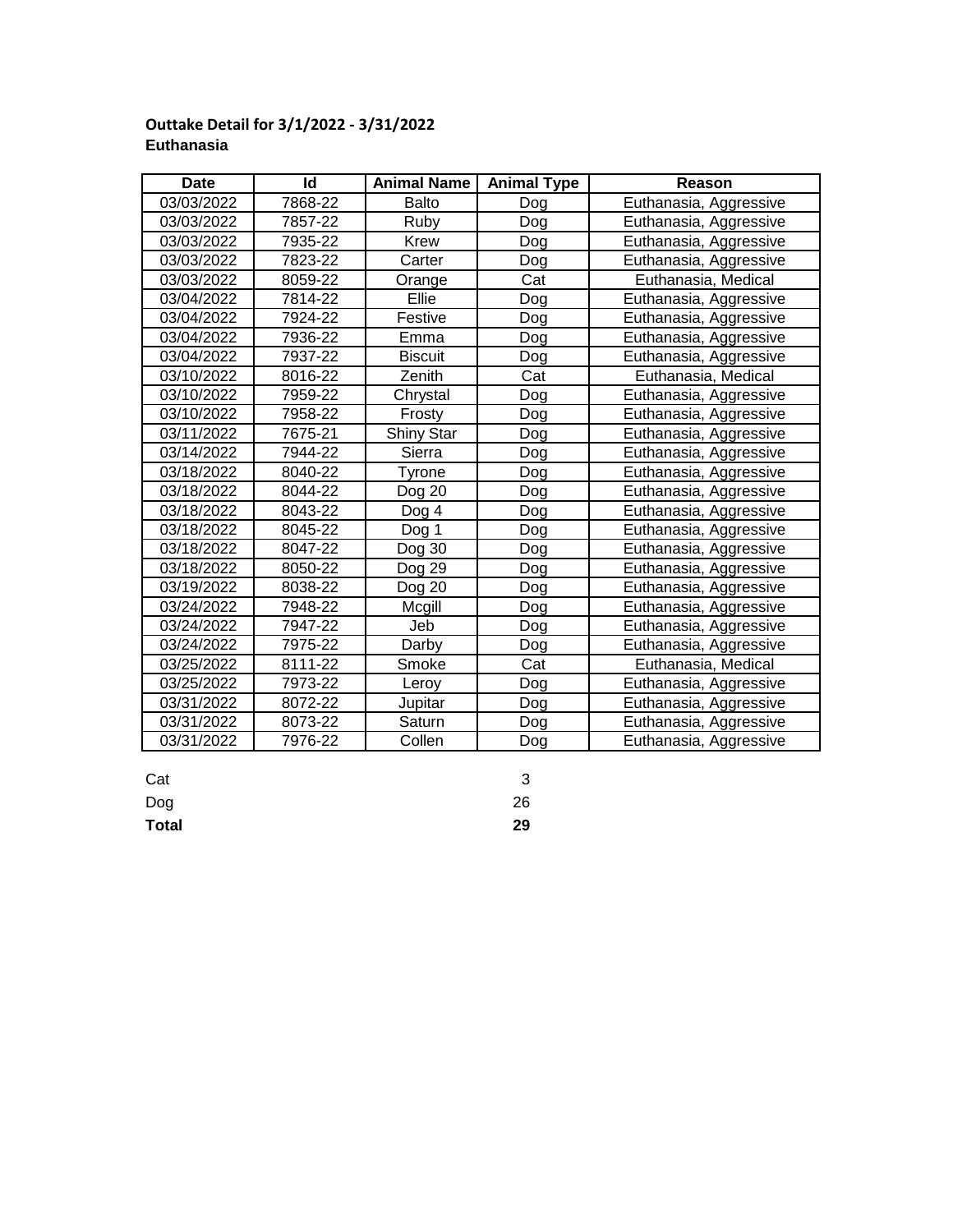**Outtake Detail for 3/1/2022 - 3/31/2022**
**Euthanasia**

| Date | Id | Animal Name | Animal Type | Reason |
|---|---|---|---|---|
| 03/03/2022 | 7868-22 | Balto | Dog | Euthanasia, Aggressive |
| 03/03/2022 | 7857-22 | Ruby | Dog | Euthanasia, Aggressive |
| 03/03/2022 | 7935-22 | Krew | Dog | Euthanasia, Aggressive |
| 03/03/2022 | 7823-22 | Carter | Dog | Euthanasia, Aggressive |
| 03/03/2022 | 8059-22 | Orange | Cat | Euthanasia, Medical |
| 03/04/2022 | 7814-22 | Ellie | Dog | Euthanasia, Aggressive |
| 03/04/2022 | 7924-22 | Festive | Dog | Euthanasia, Aggressive |
| 03/04/2022 | 7936-22 | Emma | Dog | Euthanasia, Aggressive |
| 03/04/2022 | 7937-22 | Biscuit | Dog | Euthanasia, Aggressive |
| 03/10/2022 | 8016-22 | Zenith | Cat | Euthanasia, Medical |
| 03/10/2022 | 7959-22 | Chrystal | Dog | Euthanasia, Aggressive |
| 03/10/2022 | 7958-22 | Frosty | Dog | Euthanasia, Aggressive |
| 03/11/2022 | 7675-21 | Shiny Star | Dog | Euthanasia, Aggressive |
| 03/14/2022 | 7944-22 | Sierra | Dog | Euthanasia, Aggressive |
| 03/18/2022 | 8040-22 | Tyrone | Dog | Euthanasia, Aggressive |
| 03/18/2022 | 8044-22 | Dog 20 | Dog | Euthanasia, Aggressive |
| 03/18/2022 | 8043-22 | Dog 4 | Dog | Euthanasia, Aggressive |
| 03/18/2022 | 8045-22 | Dog 1 | Dog | Euthanasia, Aggressive |
| 03/18/2022 | 8047-22 | Dog 30 | Dog | Euthanasia, Aggressive |
| 03/18/2022 | 8050-22 | Dog 29 | Dog | Euthanasia, Aggressive |
| 03/19/2022 | 8038-22 | Dog 20 | Dog | Euthanasia, Aggressive |
| 03/24/2022 | 7948-22 | Mcgill | Dog | Euthanasia, Aggressive |
| 03/24/2022 | 7947-22 | Jeb | Dog | Euthanasia, Aggressive |
| 03/24/2022 | 7975-22 | Darby | Dog | Euthanasia, Aggressive |
| 03/25/2022 | 8111-22 | Smoke | Cat | Euthanasia, Medical |
| 03/25/2022 | 7973-22 | Leroy | Dog | Euthanasia, Aggressive |
| 03/31/2022 | 8072-22 | Jupitar | Dog | Euthanasia, Aggressive |
| 03/31/2022 | 8073-22 | Saturn | Dog | Euthanasia, Aggressive |
| 03/31/2022 | 7976-22 | Collen | Dog | Euthanasia, Aggressive |

| | |
|---|---|
| Cat | 3 |
| Dog | 26 |
| **Total** | **29** |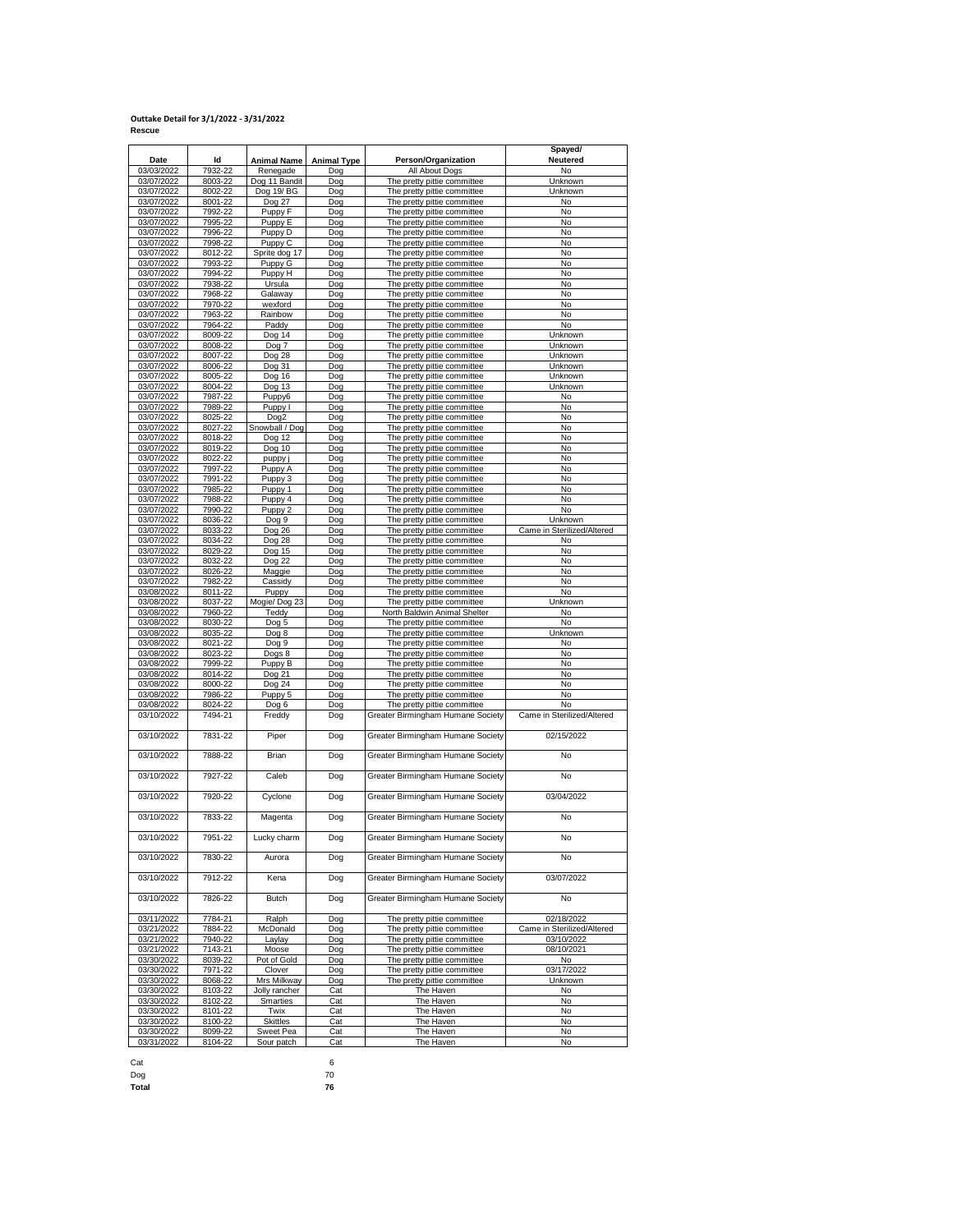**Outtake Detail for 3/1/2022 - 3/31/2022**
**Rescue**

| Date | Id | Animal Name | Animal Type | Person/Organization | Spayed/ Neutered |
|---|---|---|---|---|---|
| 03/03/2022 | 7932-22 | Renegade | Dog | All About Dogs | No |
| 03/07/2022 | 8003-22 | Dog 11 Bandit | Dog | The pretty pittie committee | Unknown |
| 03/07/2022 | 8002-22 | Dog 19/ BG | Dog | The pretty pittie committee | Unknown |
| 03/07/2022 | 8001-22 | Dog 27 | Dog | The pretty pittie committee | No |
| 03/07/2022 | 7992-22 | Puppy F | Dog | The pretty pittie committee | No |
| 03/07/2022 | 7995-22 | Puppy E | Dog | The pretty pittie committee | No |
| 03/07/2022 | 7996-22 | Puppy D | Dog | The pretty pittie committee | No |
| 03/07/2022 | 7998-22 | Puppy C | Dog | The pretty pittie committee | No |
| 03/07/2022 | 8012-22 | Sprite dog 17 | Dog | The pretty pittie committee | No |
| 03/07/2022 | 7993-22 | Puppy G | Dog | The pretty pittie committee | No |
| 03/07/2022 | 7994-22 | Puppy H | Dog | The pretty pittie committee | No |
| 03/07/2022 | 7938-22 | Ursula | Dog | The pretty pittie committee | No |
| 03/07/2022 | 7968-22 | Galaway | Dog | The pretty pittie committee | No |
| 03/07/2022 | 7970-22 | wexford | Dog | The pretty pittie committee | No |
| 03/07/2022 | 7963-22 | Rainbow | Dog | The pretty pittie committee | No |
| 03/07/2022 | 7964-22 | Paddy | Dog | The pretty pittie committee | No |
| 03/07/2022 | 8009-22 | Dog 14 | Dog | The pretty pittie committee | Unknown |
| 03/07/2022 | 8008-22 | Dog 7 | Dog | The pretty pittie committee | Unknown |
| 03/07/2022 | 8007-22 | Dog 28 | Dog | The pretty pittie committee | Unknown |
| 03/07/2022 | 8006-22 | Dog 31 | Dog | The pretty pittie committee | Unknown |
| 03/07/2022 | 8005-22 | Dog 16 | Dog | The pretty pittie committee | Unknown |
| 03/07/2022 | 8004-22 | Dog 13 | Dog | The pretty pittie committee | Unknown |
| 03/07/2022 | 7987-22 | Puppy6 | Dog | The pretty pittie committee | No |
| 03/07/2022 | 7989-22 | Puppy I | Dog | The pretty pittie committee | No |
| 03/07/2022 | 8025-22 | Dog2 | Dog | The pretty pittie committee | No |
| 03/07/2022 | 8027-22 | Snowball / Dog | Dog | The pretty pittie committee | No |
| 03/07/2022 | 8018-22 | Dog 12 | Dog | The pretty pittie committee | No |
| 03/07/2022 | 8019-22 | Dog 10 | Dog | The pretty pittie committee | No |
| 03/07/2022 | 8022-22 | puppy j | Dog | The pretty pittie committee | No |
| 03/07/2022 | 7997-22 | Puppy A | Dog | The pretty pittie committee | No |
| 03/07/2022 | 7991-22 | Puppy 3 | Dog | The pretty pittie committee | No |
| 03/07/2022 | 7985-22 | Puppy 1 | Dog | The pretty pittie committee | No |
| 03/07/2022 | 7988-22 | Puppy 4 | Dog | The pretty pittie committee | No |
| 03/07/2022 | 7990-22 | Puppy 2 | Dog | The pretty pittie committee | No |
| 03/07/2022 | 8036-22 | Dog 9 | Dog | The pretty pittie committee | Unknown |
| 03/07/2022 | 8033-22 | Dog 26 | Dog | The pretty pittie committee | Came in Sterilized/Altered |
| 03/07/2022 | 8034-22 | Dog 28 | Dog | The pretty pittie committee | No |
| 03/07/2022 | 8029-22 | Dog 15 | Dog | The pretty pittie committee | No |
| 03/07/2022 | 8032-22 | Dog 22 | Dog | The pretty pittie committee | No |
| 03/07/2022 | 8026-22 | Maggie | Dog | The pretty pittie committee | No |
| 03/07/2022 | 7982-22 | Cassidy | Dog | The pretty pittie committee | No |
| 03/08/2022 | 8011-22 | Puppy | Dog | The pretty pittie committee | No |
| 03/08/2022 | 8037-22 | Mogie/ Dog 23 | Dog | The pretty pittie committee | Unknown |
| 03/08/2022 | 7960-22 | Teddy | Dog | North Baldwin Animal Shelter | No |
| 03/08/2022 | 8030-22 | Dog 5 | Dog | The pretty pittie committee | No |
| 03/08/2022 | 8035-22 | Dog 8 | Dog | The pretty pittie committee | Unknown |
| 03/08/2022 | 8021-22 | Dog 9 | Dog | The pretty pittie committee | No |
| 03/08/2022 | 8023-22 | Dogs 8 | Dog | The pretty pittie committee | No |
| 03/08/2022 | 7999-22 | Puppy B | Dog | The pretty pittie committee | No |
| 03/08/2022 | 8014-22 | Dog 21 | Dog | The pretty pittie committee | No |
| 03/08/2022 | 8000-22 | Dog 24 | Dog | The pretty pittie committee | No |
| 03/08/2022 | 7986-22 | Puppy 5 | Dog | The pretty pittie committee | No |
| 03/08/2022 | 8024-22 | Dog 6 | Dog | The pretty pittie committee | No |
| 03/10/2022 | 7494-21 | Freddy | Dog | Greater Birmingham Humane Society | Came in Sterilized/Altered |
| 03/10/2022 | 7831-22 | Piper | Dog | Greater Birmingham Humane Society | 02/15/2022 |
| 03/10/2022 | 7888-22 | Brian | Dog | Greater Birmingham Humane Society | No |
| 03/10/2022 | 7927-22 | Caleb | Dog | Greater Birmingham Humane Society | No |
| 03/10/2022 | 7920-22 | Cyclone | Dog | Greater Birmingham Humane Society | 03/04/2022 |
| 03/10/2022 | 7833-22 | Magenta | Dog | Greater Birmingham Humane Society | No |
| 03/10/2022 | 7951-22 | Lucky charm | Dog | Greater Birmingham Humane Society | No |
| 03/10/2022 | 7830-22 | Aurora | Dog | Greater Birmingham Humane Society | No |
| 03/10/2022 | 7912-22 | Kena | Dog | Greater Birmingham Humane Society | 03/07/2022 |
| 03/10/2022 | 7826-22 | Butch | Dog | Greater Birmingham Humane Society | No |
| 03/11/2022 | 7784-21 | Ralph | Dog | The pretty pittie committee | 02/18/2022 |
| 03/21/2022 | 7884-22 | McDonald | Dog | The pretty pittie committee | Came in Sterilized/Altered |
| 03/21/2022 | 7940-22 | Laylay | Dog | The pretty pittie committee | 03/10/2022 |
| 03/21/2022 | 7143-21 | Moose | Dog | The pretty pittie committee | 08/10/2021 |
| 03/30/2022 | 8039-22 | Pot of Gold | Dog | The pretty pittie committee | No |
| 03/30/2022 | 7971-22 | Clover | Dog | The pretty pittie committee | 03/17/2022 |
| 03/30/2022 | 8068-22 | Mrs Milkway | Dog | The pretty pittie committee | Unknown |
| 03/30/2022 | 8103-22 | Jolly rancher | Cat | The Haven | No |
| 03/30/2022 | 8102-22 | Smarties | Cat | The Haven | No |
| 03/30/2022 | 8101-22 | Twix | Cat | The Haven | No |
| 03/30/2022 | 8100-22 | Skittles | Cat | The Haven | No |
| 03/30/2022 | 8099-22 | Sweet Pea | Cat | The Haven | No |
| 03/31/2022 | 8104-22 | Sour patch | Cat | The Haven | No |

| | |
|---|---|
| Cat | 6 |
| Dog | 70 |
| **Total** | **76** |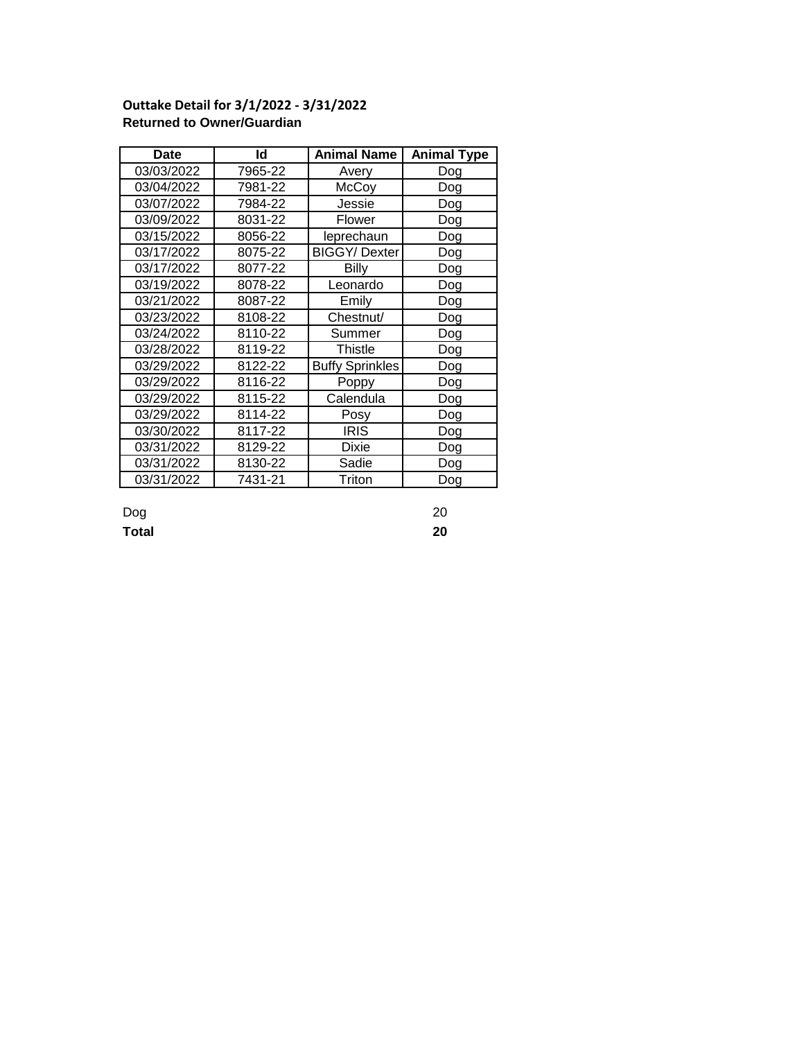**Outtake Detail for 3/1/2022 - 3/31/2022**
**Returned to Owner/Guardian**

| Date | Id | Animal Name | Animal Type |
|---|---|---|---|
| 03/03/2022 | 7965-22 | Avery | Dog |
| 03/04/2022 | 7981-22 | McCoy | Dog |
| 03/07/2022 | 7984-22 | Jessie | Dog |
| 03/09/2022 | 8031-22 | Flower | Dog |
| 03/15/2022 | 8056-22 | leprechaun | Dog |
| 03/17/2022 | 8075-22 | BIGGY/ Dexter | Dog |
| 03/17/2022 | 8077-22 | Billy | Dog |
| 03/19/2022 | 8078-22 | Leonardo | Dog |
| 03/21/2022 | 8087-22 | Emily | Dog |
| 03/23/2022 | 8108-22 | Chestnut/ | Dog |
| 03/24/2022 | 8110-22 | Summer | Dog |
| 03/28/2022 | 8119-22 | Thistle | Dog |
| 03/29/2022 | 8122-22 | Buffy Sprinkles | Dog |
| 03/29/2022 | 8116-22 | Poppy | Dog |
| 03/29/2022 | 8115-22 | Calendula | Dog |
| 03/29/2022 | 8114-22 | Posy | Dog |
| 03/30/2022 | 8117-22 | IRIS | Dog |
| 03/31/2022 | 8129-22 | Dixie | Dog |
| 03/31/2022 | 8130-22 | Sadie | Dog |
| 03/31/2022 | 7431-21 | Triton | Dog |

| | |
|---|---|
| Dog | 20 |
| **Total** | **20** |